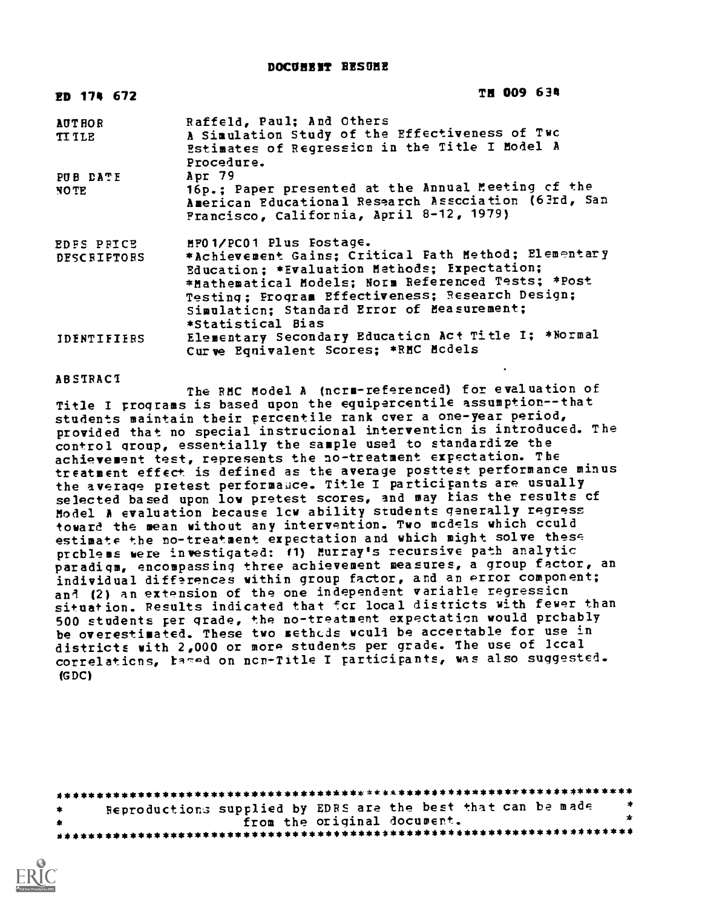# DOCUMENT RESUME

| | |
|---|---|
| ED 174 672 | TM 009 634 |
| AUTHOR | Raffeld, Paul; And Others |
| TITLE | A Simulation Study of the Effectiveness of Two Estimates of Regression in the Title I Model A Procedure. |
| PUB DATE | Apr 79 |
| NOTE | 16p.; Paper presented at the Annual Meeting of the American Educational Research Association (63rd, San Francisco, California, April 8-12, 1979) |
| EDRS PRICE | MF01/PC01 Plus Postage. |
| DESCRIPTORS | *Achievement Gains; Critical Path Method; Elementary Education; *Evaluation Methods; Expectation; *Mathematical Models; Norm Referenced Tests; *Post Testing; Program Effectiveness; Research Design; Simulation; Standard Error of Measurement; *Statistical Bias |
| IDENTIFIERS | Elementary Secondary Education Act Title I; *Normal Curve Equivalent Scores; *RMC Models |

## ABSTRACT

The RMC Model A (norm-referenced) for evaluation of Title I programs is based upon the equipercentile assumption--that students maintain their percentile rank over a one-year period, provided that no special instrucional intervention is introduced. The control group, essentially the sample used to standardize the achievement test, represents the no-treatment expectation. The treatment effect is defined as the average posttest performance minus the average pretest performance. Title I participants are usually selected based upon low pretest scores, and may bias the results of Model A evaluation because low ability students generally regress toward the mean without any intervention. Two models which could estimate the no-treatment expectation and which might solve these problems were investigated: (1) Murray's recursive path analytic paradigm, encompassing three achievement measures, a group factor, an individual differences within group factor, and an error component; and (2) an extension of the one independent variable regression situation. Results indicated that for local districts with fewer than 500 students per grade, the no-treatment expectation would probably be overestimated. These two methods would be acceptable for use in districts with 2,000 or more students per grade. The use of local correlations, based on non-Title I participants, was also suggested. (GDC)

---

Reproductions supplied by EDRS are the best that can be made from the original document.

---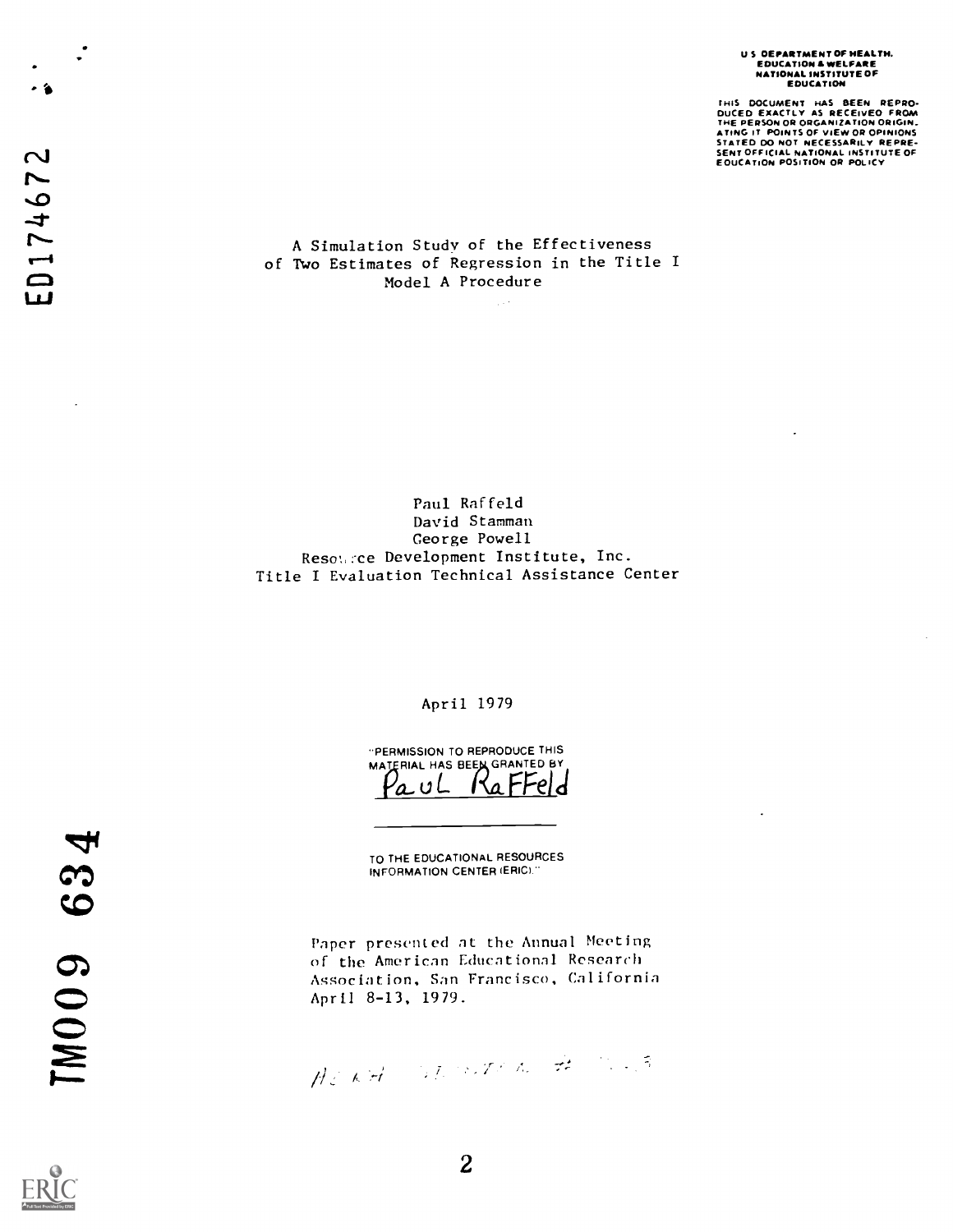U S DEPARTMENT OF HEALTH, EDUCATION & WELFARE NATIONAL INSTITUTE OF EDUCATION

THIS DOCUMENT HAS BEEN REPRODUCED EXACTLY AS RECEIVED FROM THE PERSON OR ORGANIZATION ORIGINATING IT. POINTS OF VIEW OR OPINIONS STATED DO NOT NECESSARILY REPRESENT OFFICIAL NATIONAL INSTITUTE OF EDUCATION POSITION OR POLICY

ED174672

# A Simulation Study of the Effectiveness of Two Estimates of Regression in the Title I Model A Procedure

Paul Raffeld
David Stamman
George Powell
Resource Development Institute, Inc.
Title I Evaluation Technical Assistance Center

April 1979

"PERMISSION TO REPRODUCE THIS MATERIAL HAS BEEN GRANTED BY
Paul Raffeld
TO THE EDUCATIONAL RESOURCES INFORMATION CENTER (ERIC)."

Paper presented at the Annual Meeting of the American Educational Research Association, San Francisco, California April 8-13, 1979.

TM009 634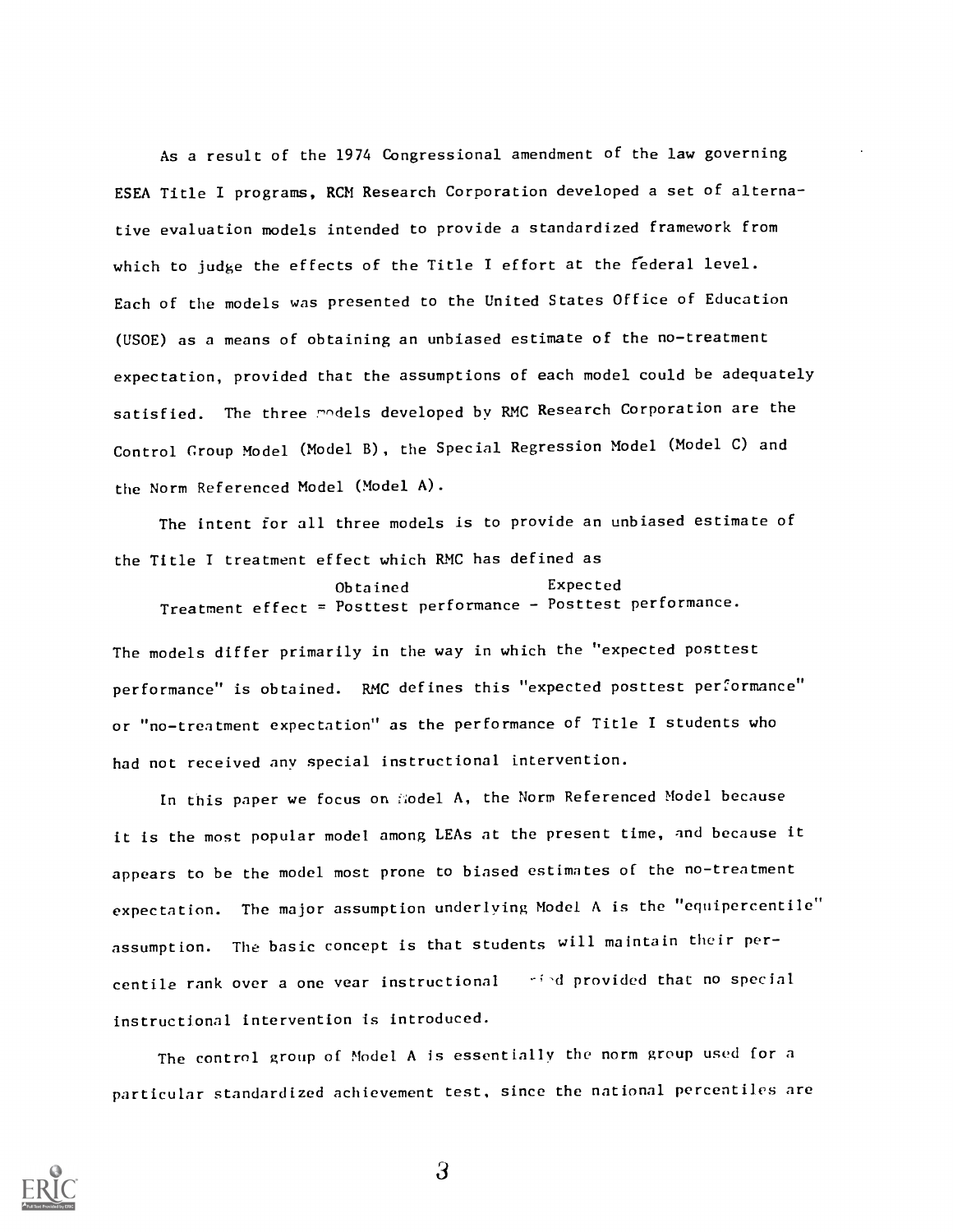As a result of the 1974 Congressional amendment of the law governing ESEA Title I programs, RCM Research Corporation developed a set of alternative evaluation models intended to provide a standardized framework from which to judge the effects of the Title I effort at the federal level. Each of the models was presented to the United States Office of Education (USOE) as a means of obtaining an unbiased estimate of the no-treatment expectation, provided that the assumptions of each model could be adequately satisfied. The three models developed by RMC Research Corporation are the Control Group Model (Model B), the Special Regression Model (Model C) and the Norm Referenced Model (Model A).

The intent for all three models is to provide an unbiased estimate of the Title I treatment effect which RMC has defined as

$$\text{Treatment effect} = \underset{\text{Obtained}}{\text{Posttest performance}} - \underset{\text{Expected}}{\text{Posttest performance}}.$$

The models differ primarily in the way in which the "expected posttest performance" is obtained. RMC defines this "expected posttest performance" or "no-treatment expectation" as the performance of Title I students who had not received any special instructional intervention.

In this paper we focus on Model A, the Norm Referenced Model because it is the most popular model among LEAs at the present time, and because it appears to be the model most prone to biased estimates of the no-treatment expectation. The major assumption underlying Model A is the "equipercentile" assumption. The basic concept is that students will maintain their percentile rank over a one year instructional period provided that no special instructional intervention is introduced.

The control group of Model A is essentially the norm group used for a particular standardized achievement test, since the national percentiles are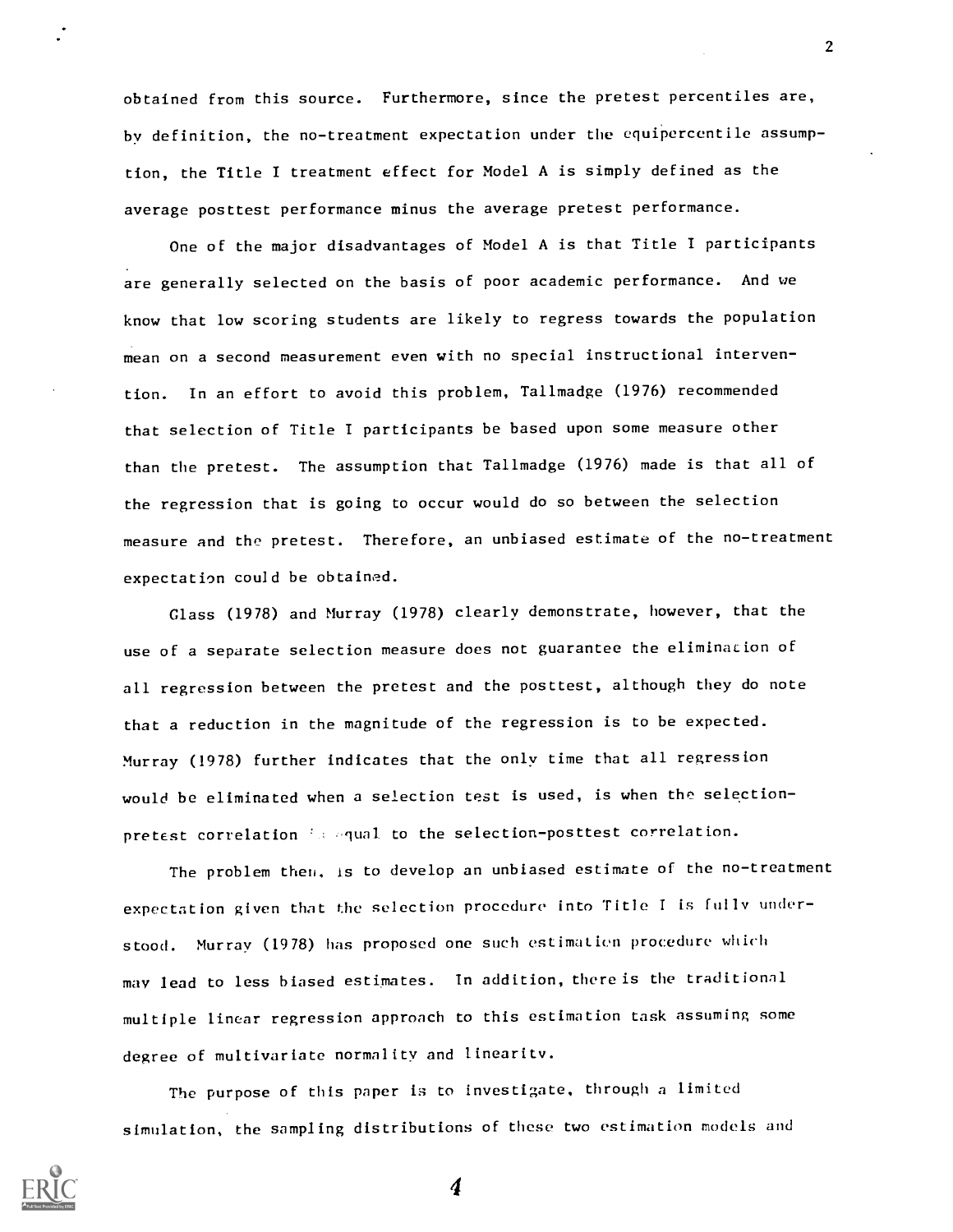obtained from this source. Furthermore, since the pretest percentiles are, by definition, the no-treatment expectation under the equipercentile assumption, the Title I treatment effect for Model A is simply defined as the average posttest performance minus the average pretest performance.

One of the major disadvantages of Model A is that Title I participants are generally selected on the basis of poor academic performance. And we know that low scoring students are likely to regress towards the population mean on a second measurement even with no special instructional intervention. In an effort to avoid this problem, Tallmadge (1976) recommended that selection of Title I participants be based upon some measure other than the pretest. The assumption that Tallmadge (1976) made is that all of the regression that is going to occur would do so between the selection measure and the pretest. Therefore, an unbiased estimate of the no-treatment expectation could be obtained.

Glass (1978) and Murray (1978) clearly demonstrate, however, that the use of a separate selection measure does not guarantee the elimination of all regression between the pretest and the posttest, although they do note that a reduction in the magnitude of the regression is to be expected. Murray (1978) further indicates that the only time that all regression would be eliminated when a selection test is used, is when the selection-pretest correlation is equal to the selection-posttest correlation.

The problem then, is to develop an unbiased estimate of the no-treatment expectation given that the selection procedure into Title I is fully understood. Murray (1978) has proposed one such estimation procedure which may lead to less biased estimates. In addition, there is the traditional multiple linear regression approach to this estimation task assuming some degree of multivariate normality and linearity.

The purpose of this paper is to investigate, through a limited simulation, the sampling distributions of these two estimation models and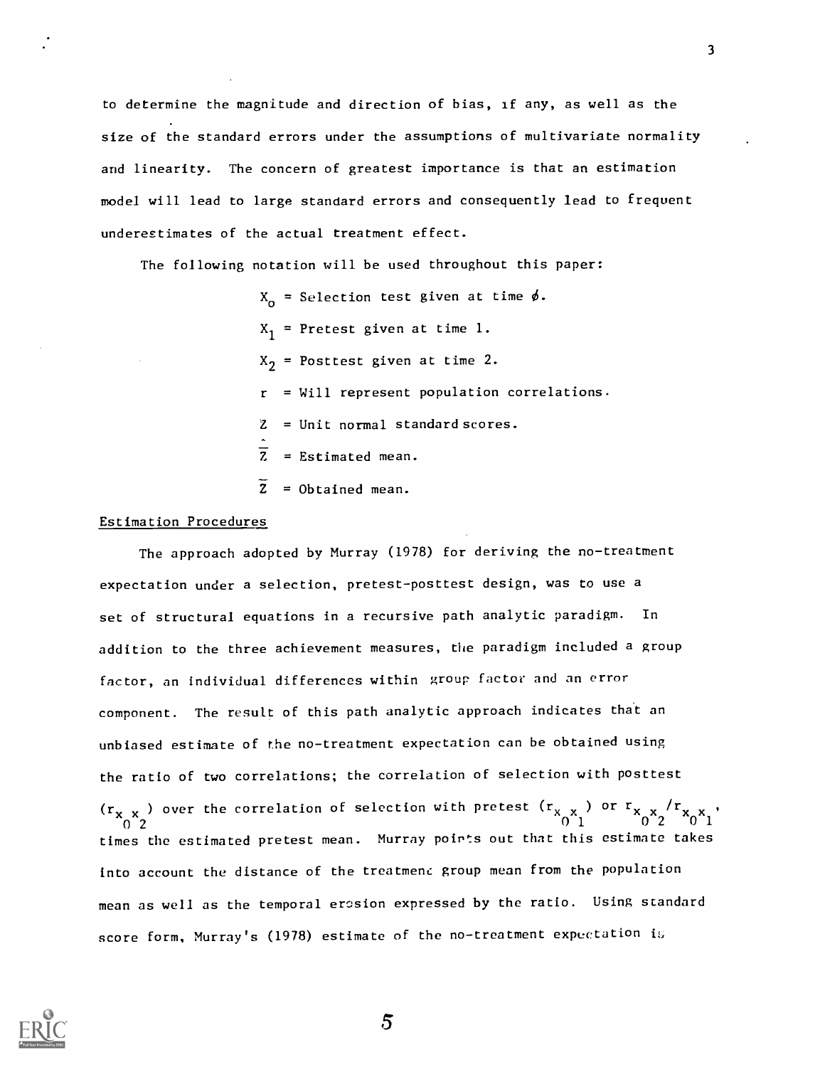to determine the magnitude and direction of bias, if any, as well as the size of the standard errors under the assumptions of multivariate normality and linearity. The concern of greatest importance is that an estimation model will lead to large standard errors and consequently lead to frequent underestimates of the actual treatment effect.

The following notation will be used throughout this paper:

$X_o$ = Selection test given at time $\phi$.

$X_1$ = Pretest given at time 1.

$X_2$ = Posttest given at time 2.

$r$ = Will represent population correlations.

$Z$ = Unit normal standard scores.

$\hat{\bar{Z}}$ = Estimated mean.

$\tilde{\bar{Z}}$ = Obtained mean.

## Estimation Procedures

The approach adopted by Murray (1978) for deriving the no-treatment expectation under a selection, pretest-posttest design, was to use a set of structural equations in a recursive path analytic paradigm. In addition to the three achievement measures, the paradigm included a group factor, an individual differences within group factor and an error component. The result of this path analytic approach indicates that an unbiased estimate of the no-treatment expectation can be obtained using the ratio of two correlations; the correlation of selection with posttest ($r_{x_0 x_2}$) over the correlation of selection with pretest ($r_{x_0 x_1}$) or $r_{x_0 x_2}/r_{x_0 x_1}$, times the estimated pretest mean. Murray points out that this estimate takes into account the distance of the treatment group mean from the population mean as well as the temporal erosion expressed by the ratio. Using standard score form, Murray's (1978) estimate of the no-treatment expectation is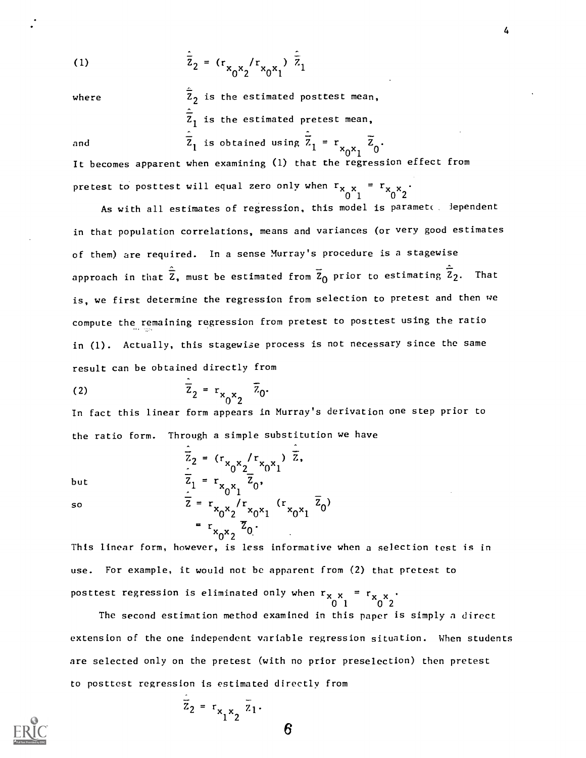(1) $$\hat{\bar{Z}}_2 = (r_{x_0 x_2}/r_{x_0 x_1})\ \hat{\bar{Z}}_1$$

where $\hat{\bar{Z}}_2$ is the estimated posttest mean,

$\hat{\bar{Z}}_1$ is the estimated pretest mean,

and $\hat{\bar{Z}}_1$ is obtained using $\hat{\bar{Z}}_1 = r_{x_0 x_1}\ \bar{Z}_0$.

It becomes apparent when examining (1) that the regression effect from pretest to posttest will equal zero only when $r_{x_0 x_1} = r_{x_0 x_2}$.

As with all estimates of regression, this model is parameter dependent in that population correlations, means and variances (or very good estimates of them) are required. In a sense Murray's procedure is a stagewise approach in that $\hat{\bar{Z}}_1$ must be estimated from $\bar{Z}_0$ prior to estimating $\hat{\bar{Z}}_2$. That is, we first determine the regression from selection to pretest and then we compute the remaining regression from pretest to posttest using the ratio in (1). Actually, this stagewise process is not necessary since the same result can be obtained directly from

(2) $$\hat{\bar{Z}}_2 = r_{x_0 x_2}\ \bar{Z}_0.$$

In fact this linear form appears in Murray's derivation one step prior to the ratio form. Through a simple substitution we have

$$\hat{\bar{Z}}_2 = (r_{x_0 x_2}/r_{x_0 x_1})\ \hat{\bar{Z}},$$

but $$\hat{\bar{Z}}_1 = r_{x_0 x_1}\ \bar{Z}_0,$$

so $$\hat{\bar{Z}} = r_{x_0 x_2}/r_{x_0 x_1}\ (r_{x_0 x_1}\ \bar{Z}_0)$$
$$= r_{x_0 x_2}\ \bar{Z}_0.$$

This linear form, however, is less informative when a selection test is in use. For example, it would not be apparent from (2) that pretest to posttest regression is eliminated only when $r_{x_0 x_1} = r_{x_0 x_2}$.

The second estimation method examined in this paper is simply a direct extension of the one independent variable regression situation. When students are selected only on the pretest (with no prior preselection) then pretest to posttest regression is estimated directly from

$$\hat{\bar{Z}}_2 = r_{x_1 x_2}\ \bar{Z}_1.$$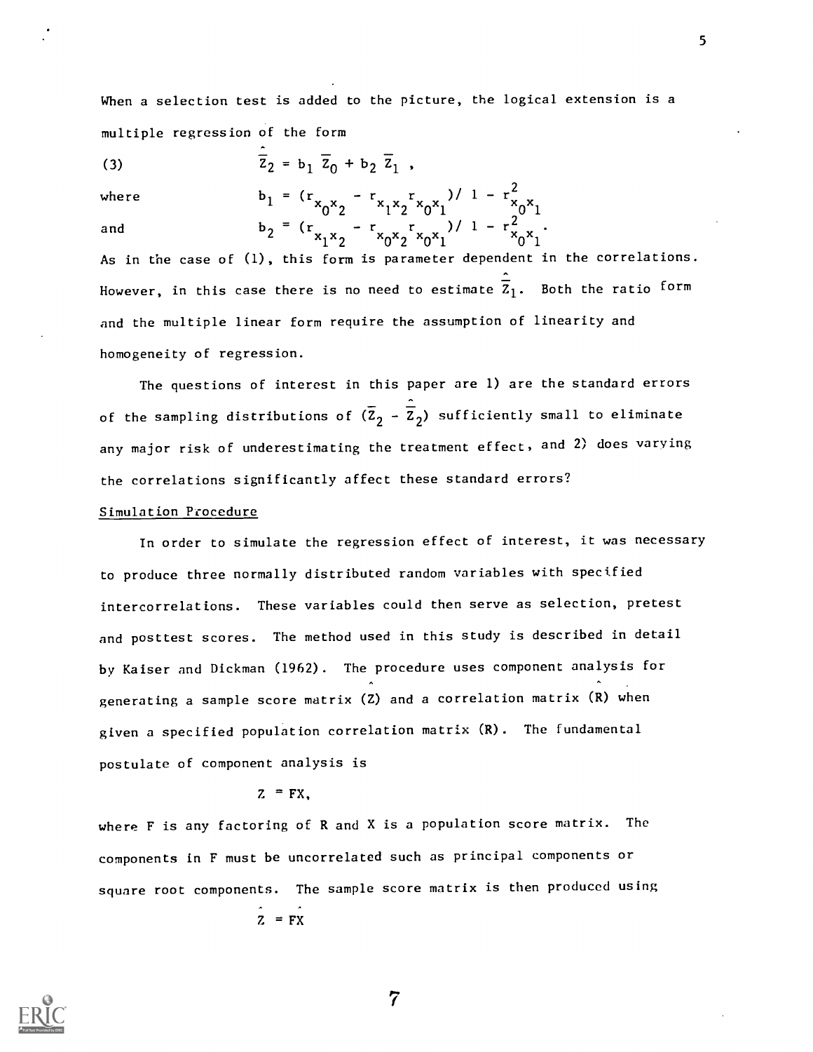When a selection test is added to the picture, the logical extension is a multiple regression of the form

$$(3) \qquad \hat{\bar{Z}}_2 = b_1 \bar{Z}_0 + b_2 \bar{Z}_1 ,$$

where $\qquad b_1 = (r_{x_0x_2} - r_{x_1x_2} r_{x_0x_1}) / 1 - r^2_{x_0x_1}$

and $\qquad b_2 = (r_{x_1x_2} - r_{x_0x_2} r_{x_0x_1}) / 1 - r^2_{x_0x_1}$.

As in the case of (1), this form is parameter dependent in the correlations. However, in this case there is no need to estimate $\hat{\bar{Z}}_1$. Both the ratio form and the multiple linear form require the assumption of linearity and homogeneity of regression.

The questions of interest in this paper are 1) are the standard errors of the sampling distributions of $(\bar{Z}_2 - \hat{\bar{Z}}_2)$ sufficiently small to eliminate any major risk of underestimating the treatment effect, and 2) does varying the correlations significantly affect these standard errors?

Simulation Procedure

In order to simulate the regression effect of interest, it was necessary to produce three normally distributed random variables with specified intercorrelations. These variables could then serve as selection, pretest and posttest scores. The method used in this study is described in detail by Kaiser and Dickman (1962). The procedure uses component analysis for generating a sample score matrix ($\hat{Z}$) and a correlation matrix ($\hat{R}$) when given a specified population correlation matrix (R). The fundamental postulate of component analysis is

$$Z = FX,$$

where F is any factoring of R and X is a population score matrix. The components in F must be uncorrelated such as principal components or square root components. The sample score matrix is then produced using

$$\hat{Z} = F\hat{X}$$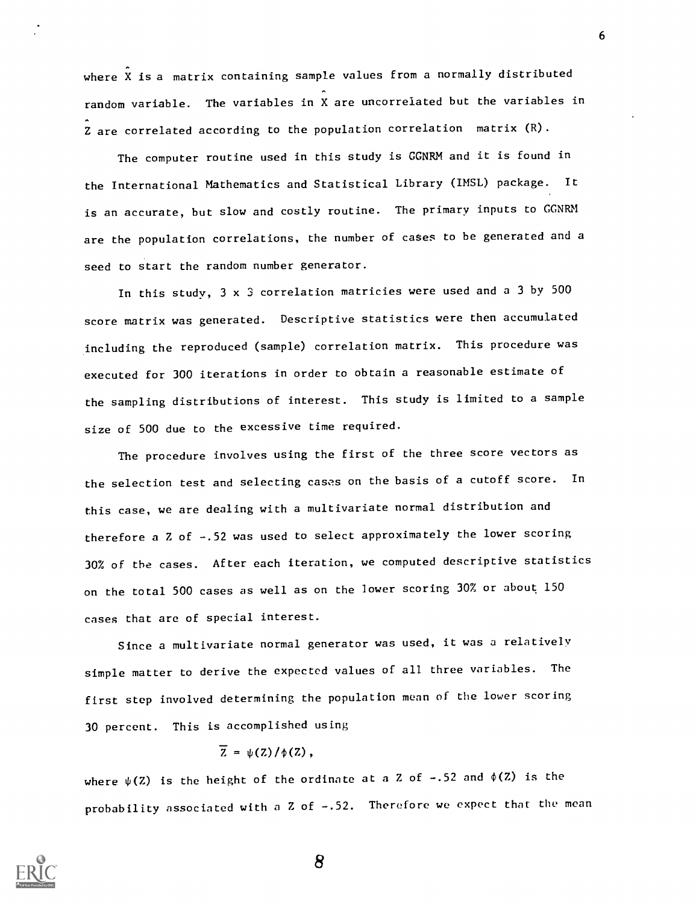where $\hat{X}$ is a matrix containing sample values from a normally distributed random variable. The variables in $\hat{X}$ are uncorrelated but the variables in $\hat{Z}$ are correlated according to the population correlation matrix (R).

The computer routine used in this study is GGNRM and it is found in the International Mathematics and Statistical Library (IMSL) package. It is an accurate, but slow and costly routine. The primary inputs to GGNRM are the population correlations, the number of cases to be generated and a seed to start the random number generator.

In this study, 3 x 3 correlation matricies were used and a 3 by 500 score matrix was generated. Descriptive statistics were then accumulated including the reproduced (sample) correlation matrix. This procedure was executed for 300 iterations in order to obtain a reasonable estimate of the sampling distributions of interest. This study is limited to a sample size of 500 due to the excessive time required.

The procedure involves using the first of the three score vectors as the selection test and selecting cases on the basis of a cutoff score. In this case, we are dealing with a multivariate normal distribution and therefore a Z of -.52 was used to select approximately the lower scoring 30% of the cases. After each iteration, we computed descriptive statistics on the total 500 cases as well as on the lower scoring 30% or about 150 cases that are of special interest.

Since a multivariate normal generator was used, it was a relatively simple matter to derive the expected values of all three variables. The first step involved determining the population mean of the lower scoring 30 percent. This is accomplished using

$$\overline{Z} = \psi(Z)/\phi(Z),$$

where $\psi(Z)$ is the height of the ordinate at a Z of -.52 and $\phi(Z)$ is the probability associated with a Z of -.52. Therefore we expect that the mean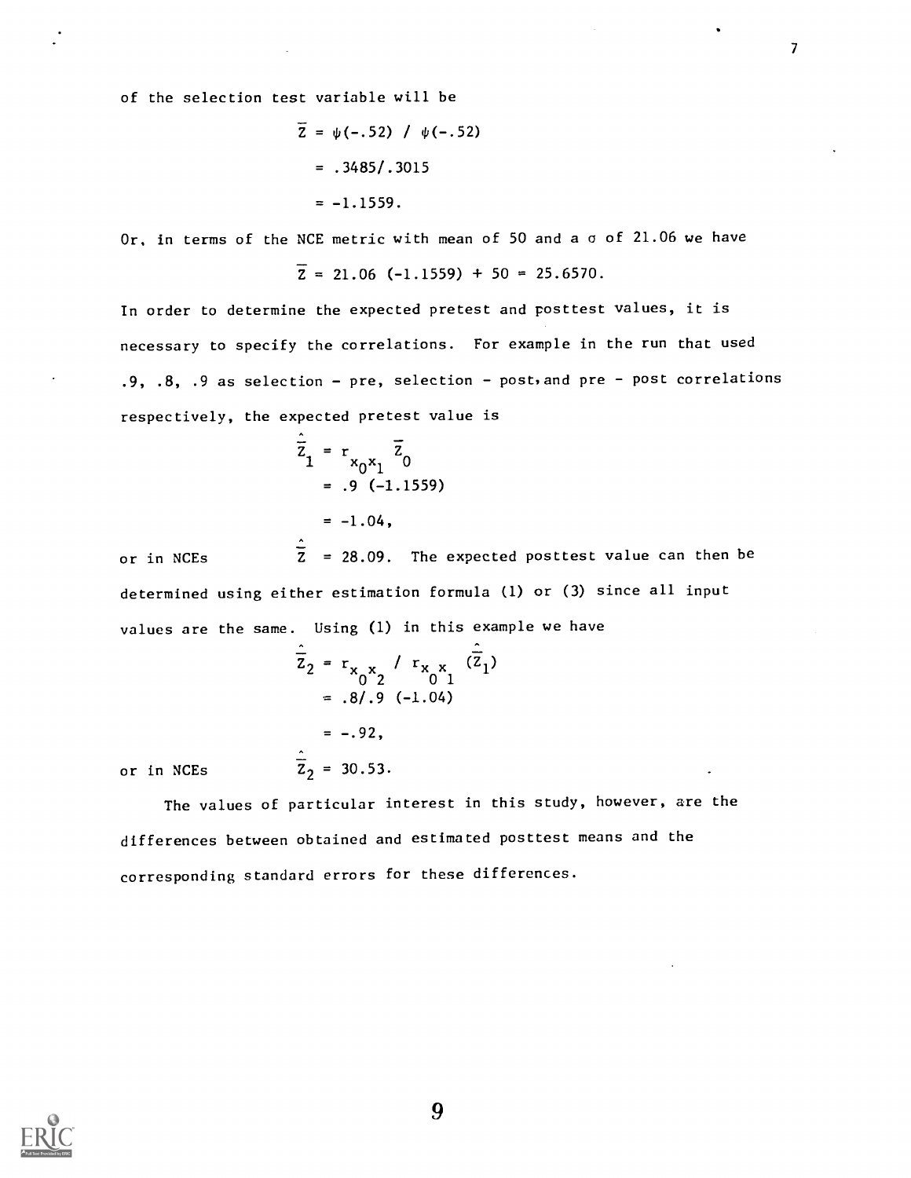of the selection test variable will be

$$\bar{Z} = \psi(-.52) \ / \ \psi(-.52)$$

$$= .3485/.3015$$

$$= -1.1559.$$

Or, in terms of the NCE metric with mean of 50 and a $\sigma$ of 21.06 we have

$$\bar{Z} = 21.06\ (-1.1559) + 50 = 25.6570.$$

In order to determine the expected pretest and posttest values, it is necessary to specify the correlations. For example in the run that used .9, .8, .9 as selection - pre, selection - post, and pre - post correlations respectively, the expected pretest value is

$$\hat{\bar{Z}}_1 = r_{x_0 x_1}\ \bar{Z}_0$$

$$= .9\ (-1.1559)$$

$$= -1.04,$$

or in NCEs $\hat{\bar{Z}} = 28.09$. The expected posttest value can then be determined using either estimation formula (1) or (3) since all input values are the same. Using (1) in this example we have

$$\hat{\bar{Z}}_2 = r_{x_0 x_2} \ / \ r_{x_0 x_1}\ (\hat{\bar{Z}}_1)$$

$$= .8/.9\ (-1.04)$$

$$= -.92,$$

or in NCEs $\hat{\bar{Z}}_2 = 30.53$.

The values of particular interest in this study, however, are the differences between obtained and estimated posttest means and the corresponding standard errors for these differences.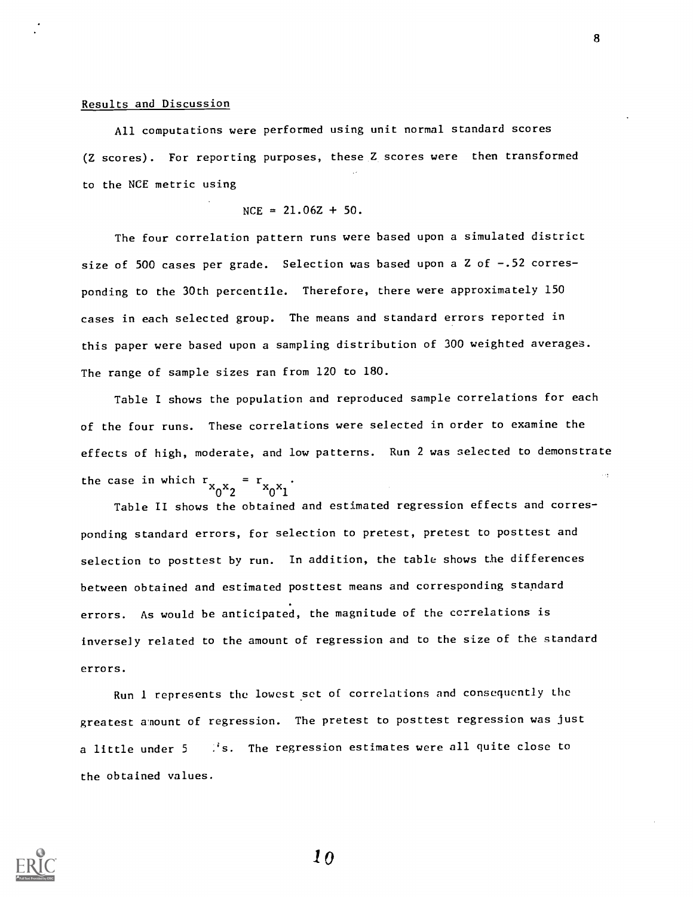Results and Discussion

All computations were performed using unit normal standard scores (Z scores). For reporting purposes, these Z scores were then transformed to the NCE metric using

$$NCE = 21.06Z + 50.$$

The four correlation pattern runs were based upon a simulated district size of 500 cases per grade. Selection was based upon a Z of $-.52$ corresponding to the 30th percentile. Therefore, there were approximately 150 cases in each selected group. The means and standard errors reported in this paper were based upon a sampling distribution of 300 weighted averages. The range of sample sizes ran from 120 to 180.

Table I shows the population and reproduced sample correlations for each of the four runs. These correlations were selected in order to examine the effects of high, moderate, and low patterns. Run 2 was selected to demonstrate the case in which $r_{x_0x_2} = r_{x_0x_1}$.

Table II shows the obtained and estimated regression effects and corresponding standard errors, for selection to pretest, pretest to posttest and selection to posttest by run. In addition, the table shows the differences between obtained and estimated posttest means and corresponding standard errors. As would be anticipated, the magnitude of the correlations is inversely related to the amount of regression and to the size of the standard errors.

Run 1 represents the lowest set of correlations and consequently the greatest amount of regression. The pretest to posttest regression was just a little under 5 .'s. The regression estimates were all quite close to the obtained values.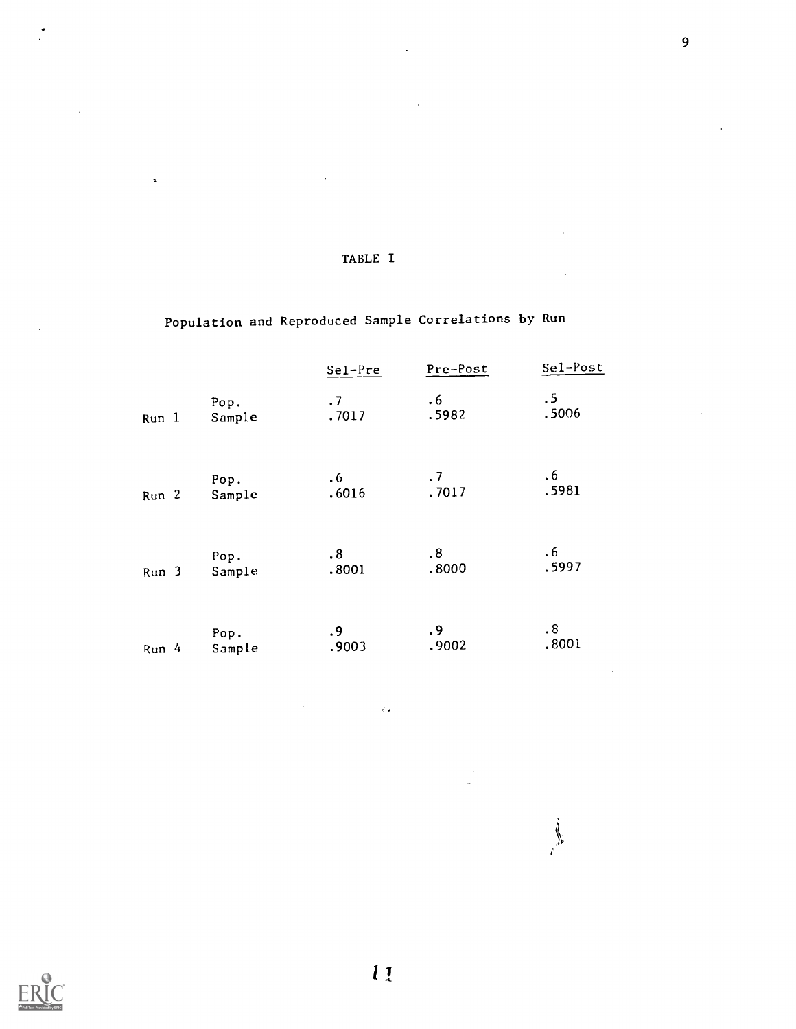# TABLE I

## Population and Reproduced Sample Correlations by Run

| | | Sel-Pre | Pre-Post | Sel-Post |
|---|---|---|---|---|
| Run 1 | Pop. | .7 | .6 | .5 |
| | Sample | .7017 | .5982 | .5006 |
| Run 2 | Pop. | .6 | .7 | .6 |
| | Sample | .6016 | .7017 | .5981 |
| Run 3 | Pop. | .8 | .8 | .6 |
| | Sample | .8001 | .8000 | .5997 |
| Run 4 | Pop. | .9 | .9 | .8 |
| | Sample | .9003 | .9002 | .8001 |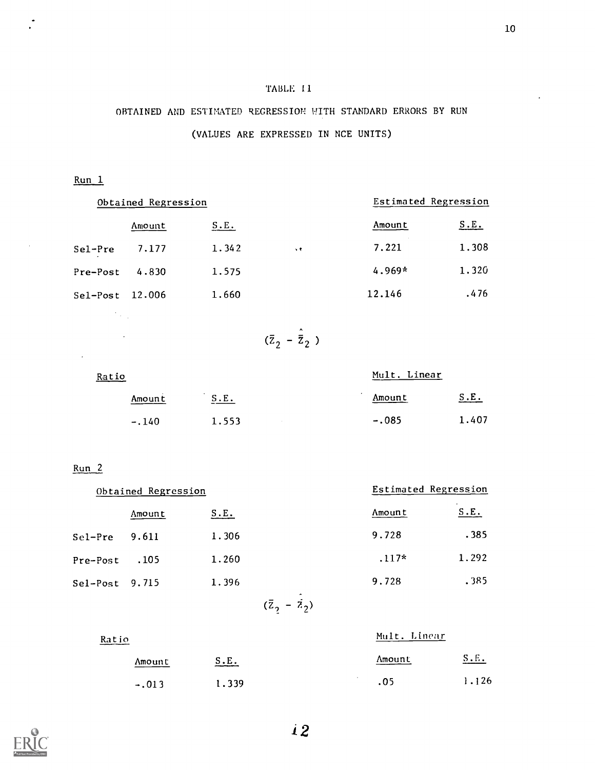TABLE II

OBTAINED AND ESTIMATED REGRESSION WITH STANDARD ERRORS BY RUN

(VALUES ARE EXPRESSED IN NCE UNITS)

Run 1

| | Obtained Regression | | Estimated Regression | |
|---|---|---|---|---|
| | Amount | S.E. | Amount | S.E. |
| Sel-Pre | 7.177 | 1.342 | 7.221 | 1.308 |
| Pre-Post | 4.830 | 1.575 | 4.969* | 1.320 |
| Sel-Post | 12.006 | 1.660 | 12.146 | .476 |

$(\bar{Z}_2 - \hat{\bar{Z}}_2)$

| Ratio | | Mult. Linear | |
|---|---|---|---|
| Amount | S.E. | Amount | S.E. |
| -.140 | 1.553 | -.085 | 1.407 |

Run 2

| | Obtained Regression | | Estimated Regression | |
|---|---|---|---|---|
| | Amount | S.E. | Amount | S.E. |
| Sel-Pre | 9.611 | 1.306 | 9.728 | .385 |
| Pre-Post | .105 | 1.260 | .117* | 1.292 |
| Sel-Post | 9.715 | 1.396 | 9.728 | .385 |

$(\bar{Z}_2 - \hat{Z}_2)$

| Ratio | | Mult. Linear | |
|---|---|---|---|
| Amount | S.E. | Amount | S.E. |
| -.013 | 1.339 | .05 | 1.126 |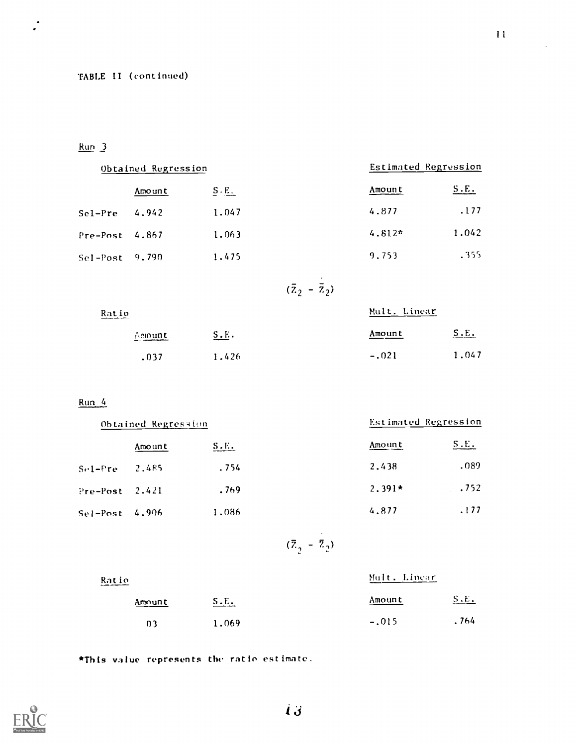TABLE II (continued)

Run 3

| | Obtained Regression | | Estimated Regression | |
|---|---|---|---|---|
| | Amount | S.E. | Amount | S.E. |
| Sel-Pre | 4.942 | 1.047 | 4.877 | .177 |
| Pre-Post | 4.867 | 1.063 | 4.812* | 1.042 |
| Sel-Post | 9.790 | 1.475 | 9.753 | .355 |

$(\bar{Z}_2 - \dot{\bar{Z}}_2)$

| Ratio | | Mult. Linear | |
|---|---|---|---|
| Amount | S.E. | Amount | S.E. |
| .037 | 1.426 | -.021 | 1.047 |

Run 4

| | Obtained Regression | | Estimated Regression | |
|---|---|---|---|---|
| | Amount | S.E. | Amount | S.E. |
| Sel-Pre | 2.485 | .754 | 2.438 | .089 |
| Pre-Post | 2.421 | .769 | 2.391* | .752 |
| Sel-Post | 4.906 | 1.086 | 4.877 | .177 |

$(\bar{Z}_2 - \dot{\bar{Z}}_2)$

| Ratio | | Mult. Linear | |
|---|---|---|---|
| Amount | S.E. | Amount | S.E. |
| .03 | 1.069 | -.015 | .764 |

*This value represents the ratio estimate.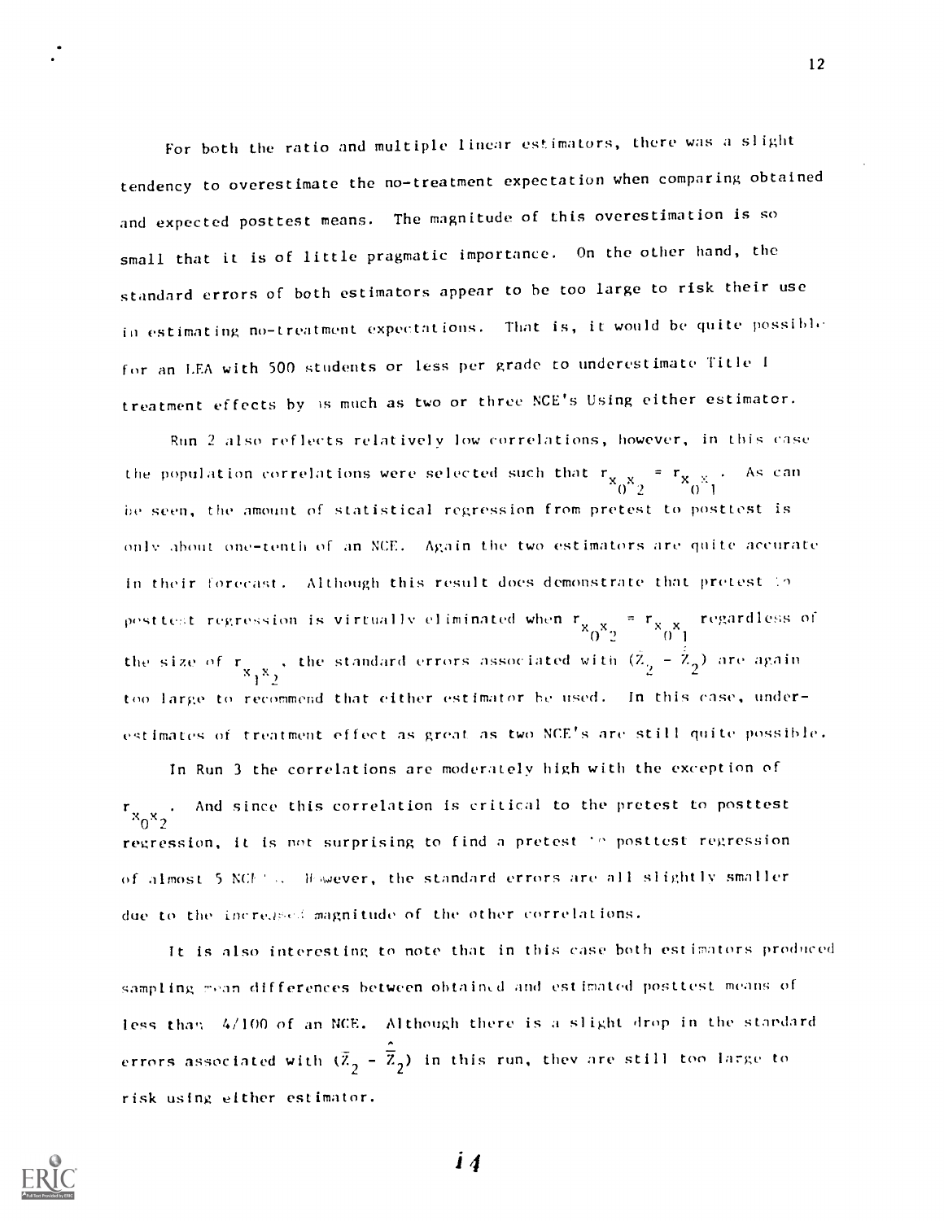For both the ratio and multiple linear estimators, there was a slight tendency to overestimate the no-treatment expectation when comparing obtained and expected posttest means. The magnitude of this overestimation is so small that it is of little pragmatic importance. On the other hand, the standard errors of both estimators appear to be too large to risk their use in estimating no-treatment expectations. That is, it would be quite possible for an LEA with 500 students or less per grade to underestimate Title I treatment effects by as much as two or three NCE's using either estimator.

Run 2 also reflects relatively low correlations, however, in this case the population correlations were selected such that $r_{x_0x_2} = r_{x_0x_1}$. As can be seen, the amount of statistical regression from pretest to posttest is only about one-tenth of an NCE. Again the two estimators are quite accurate in their forecast. Although this result does demonstrate that pretest to posttest regression is virtually eliminated when $r_{x_0x_2} = r_{x_0x_1}$ regardless of the size of $r_{x_1x_2}$, the standard errors associated with $(\bar{Z}_2 - \hat{\bar{Z}}_2)$ are again too large to recommend that either estimator be used. In this case, underestimates of treatment effect as great as two NCE's are still quite possible.

In Run 3 the correlations are moderately high with the exception of $r_{x_0x_2}$. And since this correlation is critical to the pretest to posttest regression, it is not surprising to find a pretest to posttest regression of almost 5 NCE's. However, the standard errors are all slightly smaller due to the increased magnitude of the other correlations.

It is also interesting to note that in this case both estimators produced sampling mean differences between obtained and estimated posttest means of less than 4/100 of an NCE. Although there is a slight drop in the standard errors associated with $(\bar{Z}_2 - \hat{\bar{Z}}_2)$ in this run, they are still too large to risk using either estimator.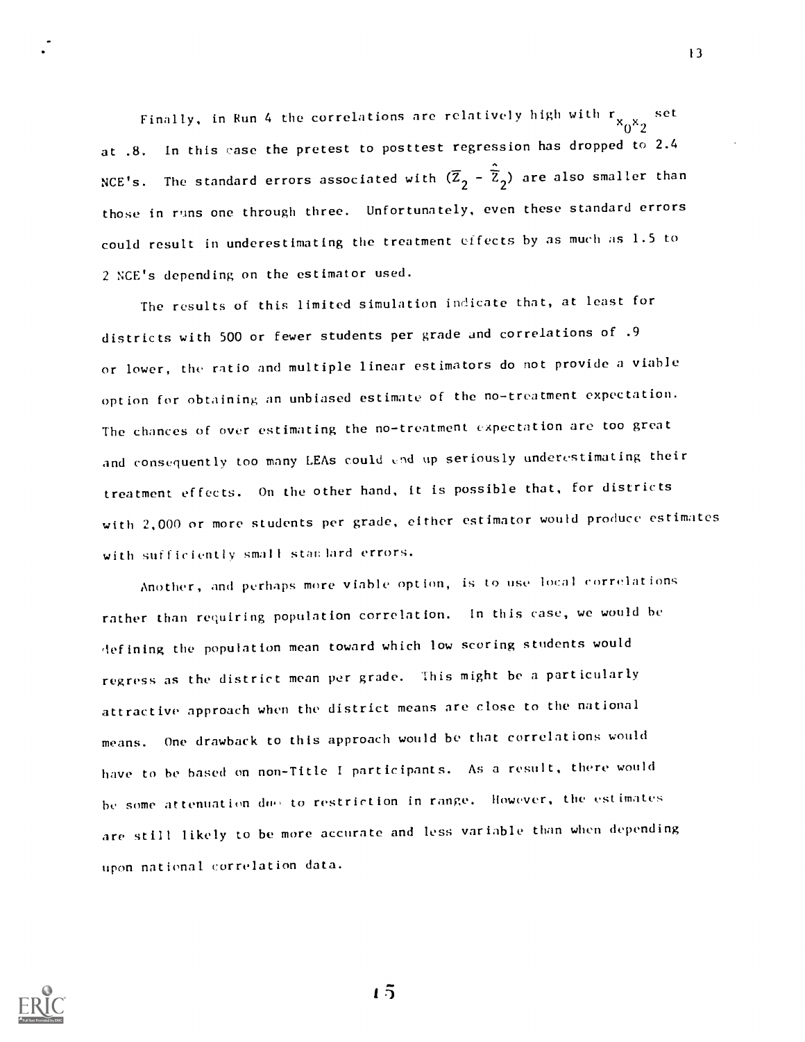Finally, in Run 4 the correlations are relatively high with $r_{x_0x_2}$ set at .8. In this case the pretest to posttest regression has dropped to 2.4 NCE's. The standard errors associated with $(\overline{Z}_2 - \hat{\overline{Z}}_2)$ are also smaller than those in runs one through three. Unfortunately, even these standard errors could result in underestimating the treatment effects by as much as 1.5 to 2 NCE's depending on the estimator used.

The results of this limited simulation indicate that, at least for districts with 500 or fewer students per grade and correlations of .9 or lower, the ratio and multiple linear estimators do not provide a viable option for obtaining an unbiased estimate of the no-treatment expectation. The chances of over estimating the no-treatment expectation are too great and consequently too many LEAs could end up seriously underestimating their treatment effects. On the other hand, it is possible that, for districts with 2,000 or more students per grade, either estimator would produce estimates with sufficiently small standard errors.

Another, and perhaps more viable option, is to use local correlations rather than requiring population correlation. In this case, we would be defining the population mean toward which low scoring students would regress as the district mean per grade. This might be a particularly attractive approach when the district means are close to the national means. One drawback to this approach would be that correlations would have to be based on non-Title I participants. As a result, there would be some attenuation due to restriction in range. However, the estimates are still likely to be more accurate and less variable than when depending upon national correlation data.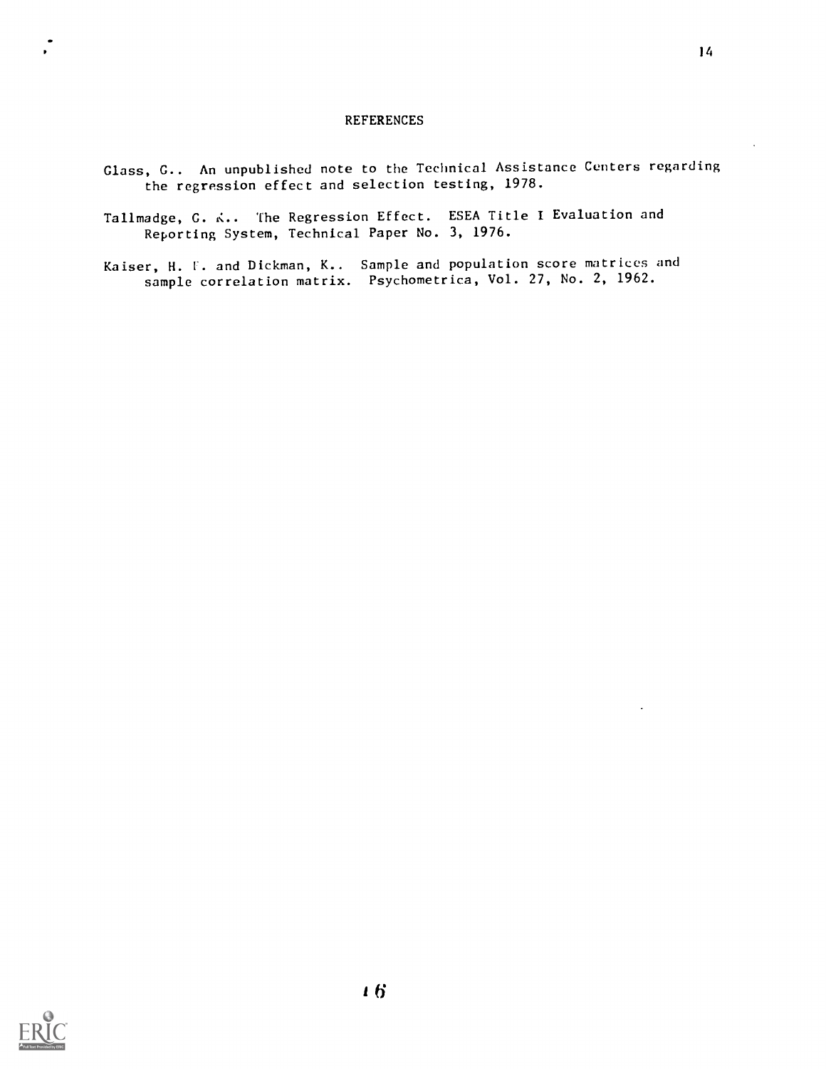## REFERENCES

Glass, G.. An unpublished note to the Technical Assistance Centers regarding the regression effect and selection testing, 1978.

Tallmadge, G. K.. The Regression Effect. ESEA Title I Evaluation and Reporting System, Technical Paper No. 3, 1976.

Kaiser, H. F. and Dickman, K.. Sample and population score matrices and sample correlation matrix. Psychometrica, Vol. 27, No. 2, 1962.